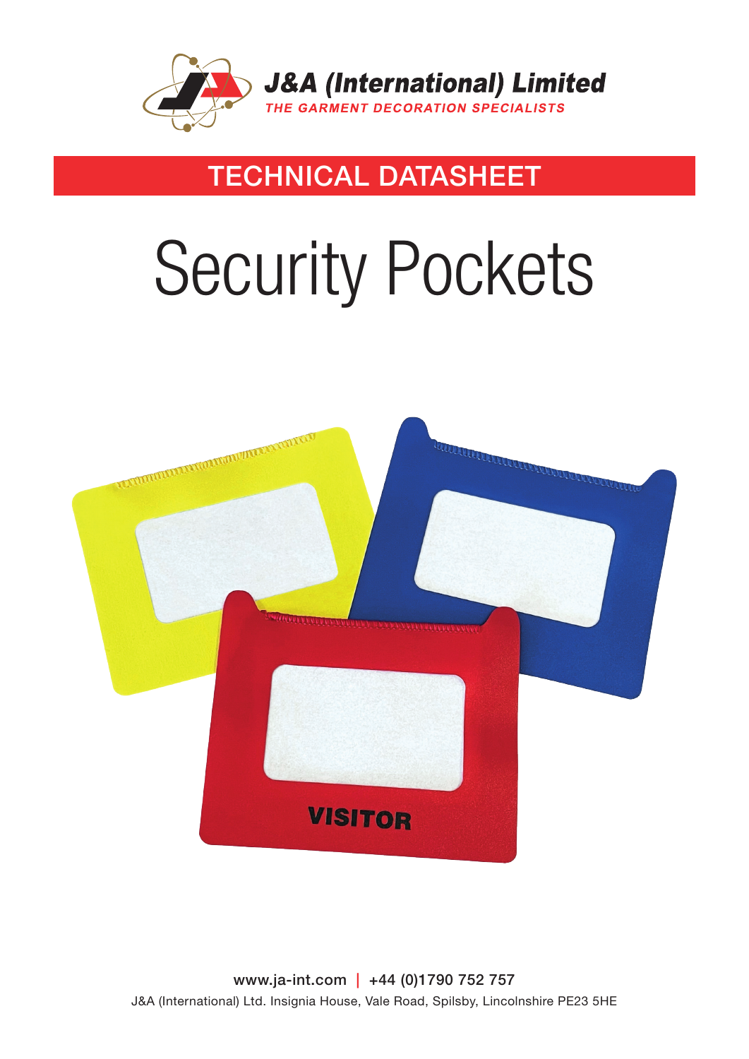J&A (International) Limited

THE GARMENT DECORATION SPECIALISTS

# TECHNICAL DATASHEET

# Security Pockets

www.ja-int.com | +44 (0)1790 752 757

J&A (International) Ltd. Insignia House, Vale Road, Spilsby, Lincolnshire PE23 5HE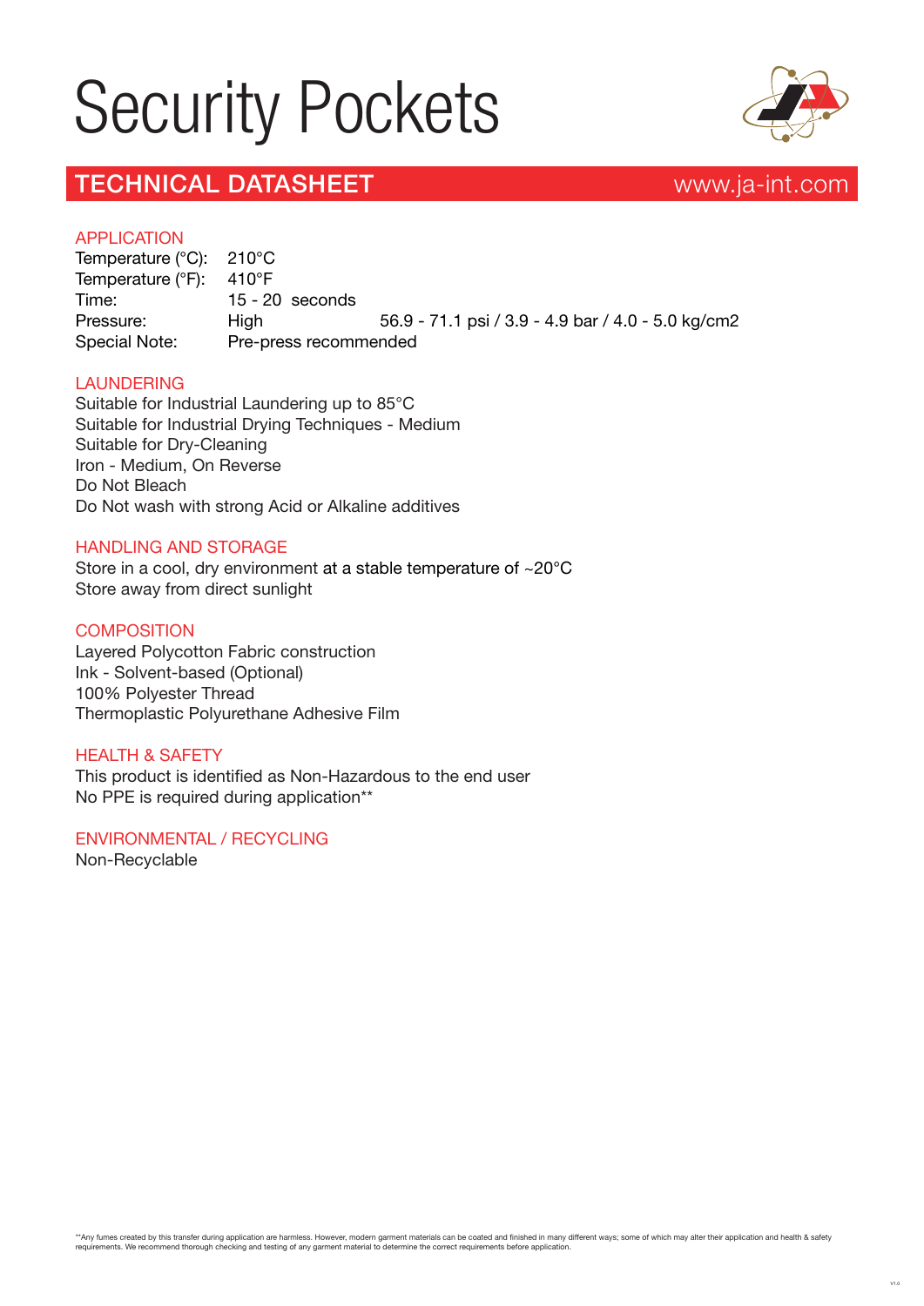# Security Pockets

## TECHNICAL DATASHEET

www.ja-int.com

### APPLICATION

| | | |
|---|---|---|
| Temperature (°C): | 210°C | |
| Temperature (°F): | 410°F | |
| Time: | 15 - 20 seconds | |
| Pressure: | High | 56.9 - 71.1 psi / 3.9 - 4.9 bar / 4.0 - 5.0 kg/cm2 |
| Special Note: | Pre-press recommended | |

### LAUNDERING

Suitable for Industrial Laundering up to 85°C
Suitable for Industrial Drying Techniques - Medium
Suitable for Dry-Cleaning
Iron - Medium, On Reverse
Do Not Bleach
Do Not wash with strong Acid or Alkaline additives

### HANDLING AND STORAGE

Store in a cool, dry environment at a stable temperature of ~20°C
Store away from direct sunlight

### COMPOSITION

Layered Polycotton Fabric construction
Ink - Solvent-based (Optional)
100% Polyester Thread
Thermoplastic Polyurethane Adhesive Film

### HEALTH & SAFETY

This product is identified as Non-Hazardous to the end user
No PPE is required during application**

### ENVIRONMENTAL / RECYCLING

Non-Recyclable

**Any fumes created by this transfer during application are harmless. However, modern garment materials can be coated and finished in many different ways; some of which may alter their application and health & safety requirements. We recommend thorough checking and testing of any garment material to determine the correct requirements before application.

V1.0